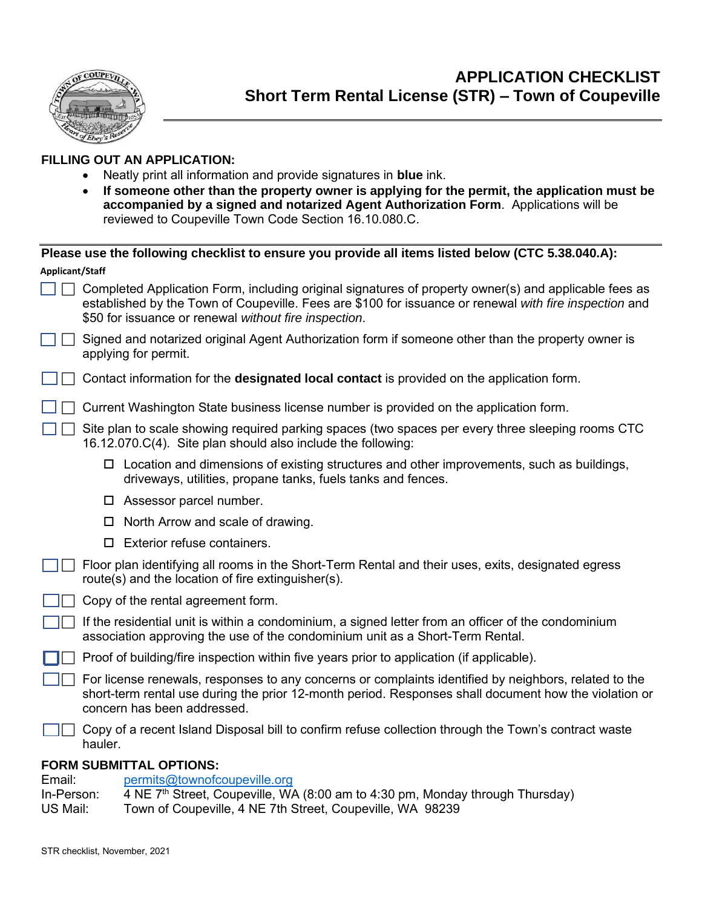# APPLICATION CHECKLIST
## Short Term Rental License (STR) – Town of Coupeville

**FILLING OUT AN APPLICATION:**

- Neatly print all information and provide signatures in **blue** ink.
- **If someone other than the property owner is applying for the permit, the application must be accompanied by a signed and notarized Agent Authorization Form**. Applications will be reviewed to Coupeville Town Code Section 16.10.080.C.

**Please use the following checklist to ensure you provide all items listed below (CTC 5.38.040.A):**

**Applicant/Staff**

- ☐ ☐ Completed Application Form, including original signatures of property owner(s) and applicable fees as established by the Town of Coupeville. Fees are $100 for issuance or renewal *with fire inspection* and $50 for issuance or renewal *without fire inspection*.
- ☐ ☐ Signed and notarized original Agent Authorization form if someone other than the property owner is applying for permit.
- ☐ ☐ Contact information for the **designated local contact** is provided on the application form.
- ☐ ☐ Current Washington State business license number is provided on the application form.
- ☐ ☐ Site plan to scale showing required parking spaces (two spaces per every three sleeping rooms CTC 16.12.070.C(4). Site plan should also include the following:
  - ☐ Location and dimensions of existing structures and other improvements, such as buildings, driveways, utilities, propane tanks, fuels tanks and fences.
  - ☐ Assessor parcel number.
  - ☐ North Arrow and scale of drawing.
  - ☐ Exterior refuse containers.
- ☐ ☐ Floor plan identifying all rooms in the Short-Term Rental and their uses, exits, designated egress route(s) and the location of fire extinguisher(s).
- ☐ ☐ Copy of the rental agreement form.
- ☐ ☐ If the residential unit is within a condominium, a signed letter from an officer of the condominium association approving the use of the condominium unit as a Short-Term Rental.
- ☐ ☐ Proof of building/fire inspection within five years prior to application (if applicable).
- ☐ ☐ For license renewals, responses to any concerns or complaints identified by neighbors, related to the short-term rental use during the prior 12-month period. Responses shall document how the violation or concern has been addressed.
- ☐ ☐ Copy of a recent Island Disposal bill to confirm refuse collection through the Town's contract waste hauler.

**FORM SUBMITTAL OPTIONS:**

Email: permits@townofcoupeville.org
In-Person: 4 NE 7th Street, Coupeville, WA (8:00 am to 4:30 pm, Monday through Thursday)
US Mail: Town of Coupeville, 4 NE 7th Street, Coupeville, WA 98239

STR checklist, November, 2021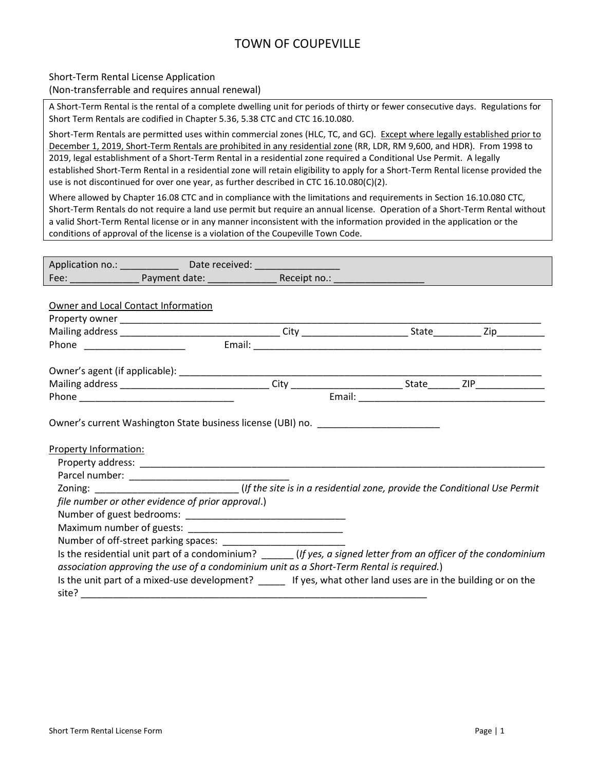# TOWN OF COUPEVILLE

Short-Term Rental License Application
(Non-transferrable and requires annual renewal)

A Short-Term Rental is the rental of a complete dwelling unit for periods of thirty or fewer consecutive days. Regulations for Short Term Rentals are codified in Chapter 5.36, 5.38 CTC and CTC 16.10.080.

Short-Term Rentals are permitted uses within commercial zones (HLC, TC, and GC). <u>Except where legally established prior to December 1, 2019, Short-Term Rentals are prohibited in any residential zone</u> (RR, LDR, RM 9,600, and HDR). From 1998 to 2019, legal establishment of a Short-Term Rental in a residential zone required a Conditional Use Permit. A legally established Short-Term Rental in a residential zone will retain eligibility to apply for a Short-Term Rental license provided the use is not discontinued for over one year, as further described in CTC 16.10.080(C)(2).

Where allowed by Chapter 16.08 CTC and in compliance with the limitations and requirements in Section 16.10.080 CTC, Short-Term Rentals do not require a land use permit but require an annual license. Operation of a Short-Term Rental without a valid Short-Term Rental license or in any manner inconsistent with the information provided in the application or the conditions of approval of the license is a violation of the Coupeville Town Code.

Application no.: ___________ Date received: _______________
Fee: _____________ Payment date: _____________ Receipt no.: ________________

<u>Owner and Local Contact Information</u>

Property owner ______________________________________________________________________________
Mailing address _______________________________ City ____________________ State_________ Zip_________
Phone ___________________ Email: _______________________________________________________

Owner's agent (if applicable): _________________________________________________________________
Mailing address ____________________________ City _____________________ State______ ZIP_____________
Phone _____________________________ Email: ____________________________________

Owner's current Washington State business license (UBI) no. _______________________

<u>Property Information:</u>

Property address: _______________________________________________________________________________
Parcel number: _____________________________
Zoning: __________________________ (*If the site is in a residential zone, provide the Conditional Use Permit file number or other evidence of prior approval*.)
Number of guest bedrooms: ______________________________
Maximum number of guests: _____________________________
Number of off-street parking spaces: _______________________
Is the residential unit part of a condominium? ______ (*If yes, a signed letter from an officer of the condominium association approving the use of a condominium unit as a Short-Term Rental is required.*)
Is the unit part of a mixed-use development? _____ If yes, what other land uses are in the building or on the site? ____________________________________________________________________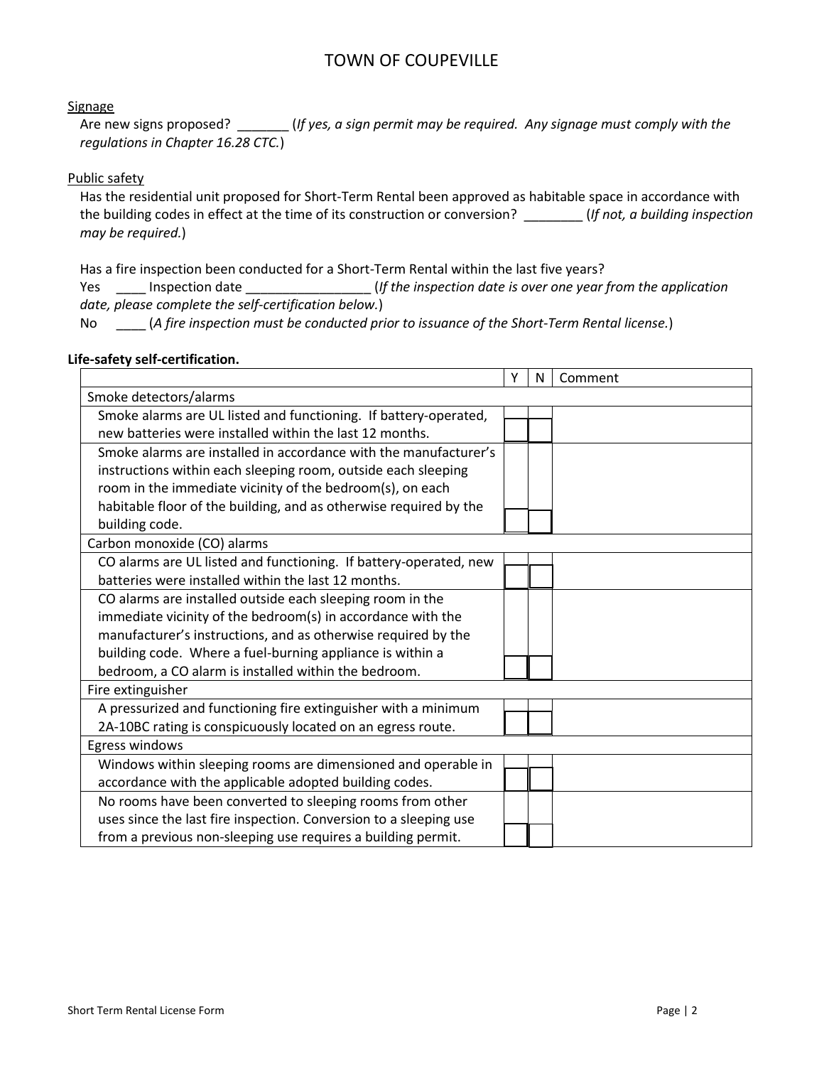# TOWN OF COUPEVILLE

<u>Signage</u>

Are new signs proposed? _______ (*If yes, a sign permit may be required. Any signage must comply with the regulations in Chapter 16.28 CTC.*)

<u>Public safety</u>

Has the residential unit proposed for Short-Term Rental been approved as habitable space in accordance with the building codes in effect at the time of its construction or conversion? ________ (*If not, a building inspection may be required.*)

Has a fire inspection been conducted for a Short-Term Rental within the last five years?

Yes ____ Inspection date _________________ (*If the inspection date is over one year from the application date, please complete the self-certification below.*)

No ____ (*A fire inspection must be conducted prior to issuance of the Short-Term Rental license.*)

**Life-safety self-certification.**

| | Y | N | Comment |
|---|---|---|---|
| Smoke detectors/alarms | | | |
| Smoke alarms are UL listed and functioning. If battery-operated, new batteries were installed within the last 12 months. | | | |
| Smoke alarms are installed in accordance with the manufacturer's instructions within each sleeping room, outside each sleeping room in the immediate vicinity of the bedroom(s), on each habitable floor of the building, and as otherwise required by the building code. | | | |
| Carbon monoxide (CO) alarms | | | |
| CO alarms are UL listed and functioning. If battery-operated, new batteries were installed within the last 12 months. | | | |
| CO alarms are installed outside each sleeping room in the immediate vicinity of the bedroom(s) in accordance with the manufacturer's instructions, and as otherwise required by the building code. Where a fuel-burning appliance is within a bedroom, a CO alarm is installed within the bedroom. | | | |
| Fire extinguisher | | | |
| A pressurized and functioning fire extinguisher with a minimum 2A-10BC rating is conspicuously located on an egress route. | | | |
| Egress windows | | | |
| Windows within sleeping rooms are dimensioned and operable in accordance with the applicable adopted building codes. | | | |
| No rooms have been converted to sleeping rooms from other uses since the last fire inspection. Conversion to a sleeping use from a previous non-sleeping use requires a building permit. | | | |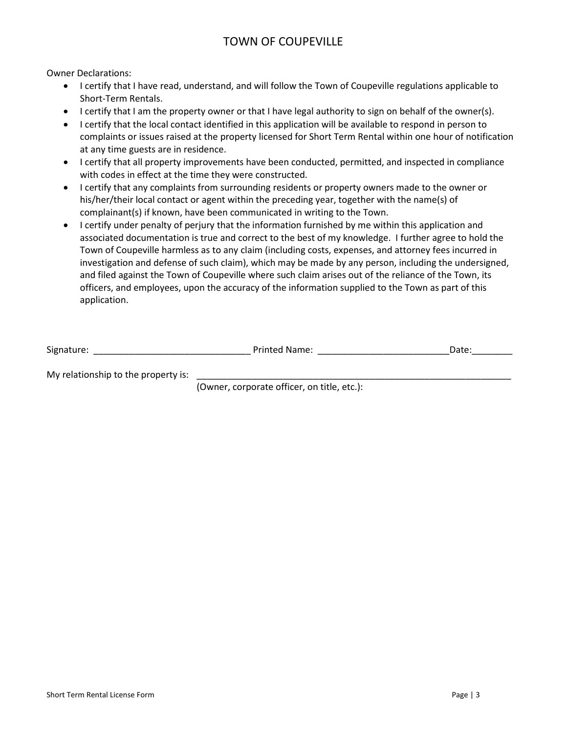# TOWN OF COUPEVILLE

Owner Declarations:

- I certify that I have read, understand, and will follow the Town of Coupeville regulations applicable to Short-Term Rentals.
- I certify that I am the property owner or that I have legal authority to sign on behalf of the owner(s).
- I certify that the local contact identified in this application will be available to respond in person to complaints or issues raised at the property licensed for Short Term Rental within one hour of notification at any time guests are in residence.
- I certify that all property improvements have been conducted, permitted, and inspected in compliance with codes in effect at the time they were constructed.
- I certify that any complaints from surrounding residents or property owners made to the owner or his/her/their local contact or agent within the preceding year, together with the name(s) of complainant(s) if known, have been communicated in writing to the Town.
- I certify under penalty of perjury that the information furnished by me within this application and associated documentation is true and correct to the best of my knowledge. I further agree to hold the Town of Coupeville harmless as to any claim (including costs, expenses, and attorney fees incurred in investigation and defense of such claim), which may be made by any person, including the undersigned, and filed against the Town of Coupeville where such claim arises out of the reliance of the Town, its officers, and employees, upon the accuracy of the information supplied to the Town as part of this application.

Signature: _______________________________ Printed Name: __________________________ Date:________

My relationship to the property is: _________________________________________________________________
(Owner, corporate officer, on title, etc.):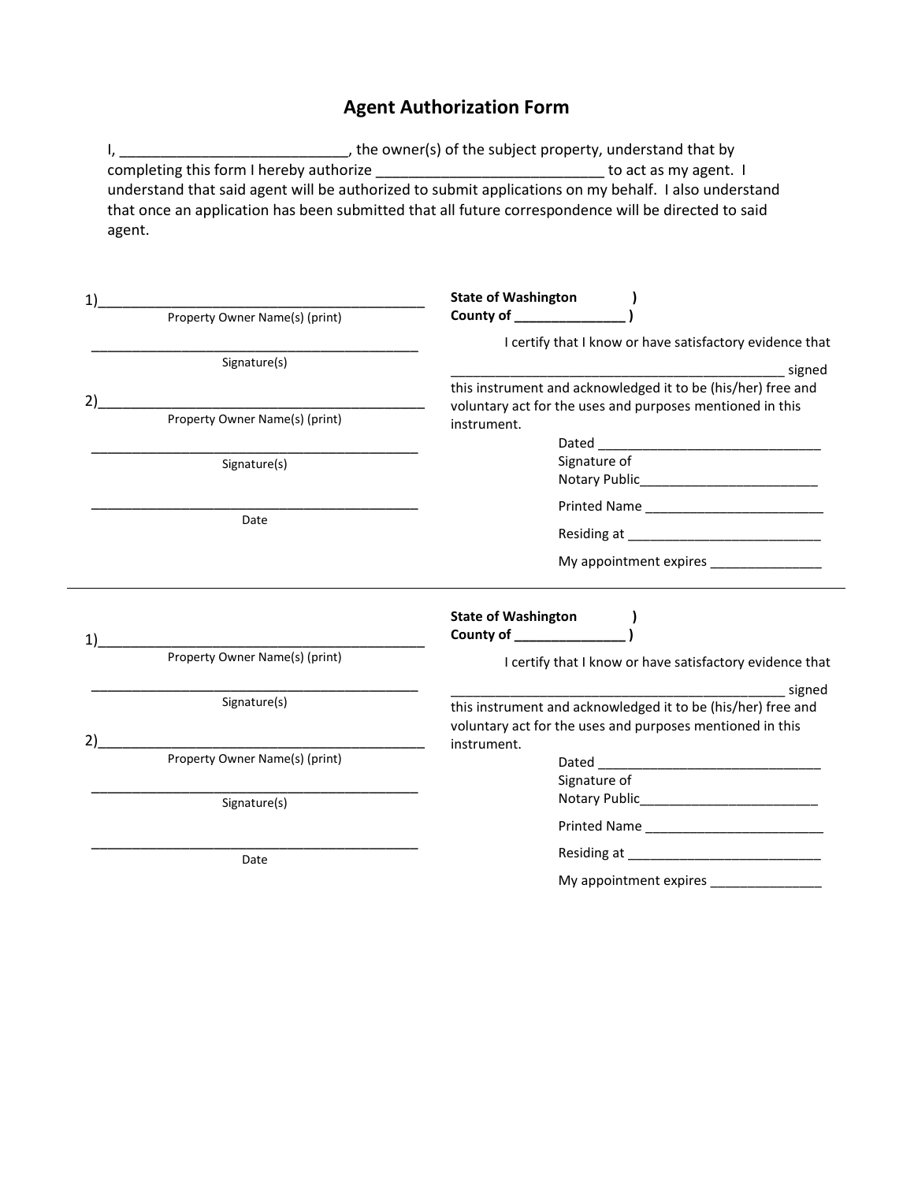# Agent Authorization Form

I, ___________________________, the owner(s) of the subject property, understand that by completing this form I hereby authorize ____________________________ to act as my agent. I understand that said agent will be authorized to submit applications on my behalf. I also understand that once an application has been submitted that all future correspondence will be directed to said agent.

1)___________________________________________
Property Owner Name(s) (print)

_____________________________________________
Signature(s)

2)___________________________________________
Property Owner Name(s) (print)

_____________________________________________
Signature(s)

_____________________________________________
Date

**State of Washington )**
**County of ______________ )**

I certify that I know or have satisfactory evidence that

_____________________________________________ signed this instrument and acknowledged it to be (his/her) free and voluntary act for the uses and purposes mentioned in this instrument.

Dated ______________________________
Signature of Notary Public________________________
Printed Name ________________________
Residing at __________________________
My appointment expires ______________

---

1)___________________________________________
Property Owner Name(s) (print)

_____________________________________________
Signature(s)

2)___________________________________________
Property Owner Name(s) (print)

_____________________________________________
Signature(s)

_____________________________________________
Date

**State of Washington )**
**County of ______________ )**

I certify that I know or have satisfactory evidence that

_____________________________________________ signed this instrument and acknowledged it to be (his/her) free and voluntary act for the uses and purposes mentioned in this instrument.

Dated ______________________________
Signature of Notary Public________________________
Printed Name ________________________
Residing at __________________________
My appointment expires ______________